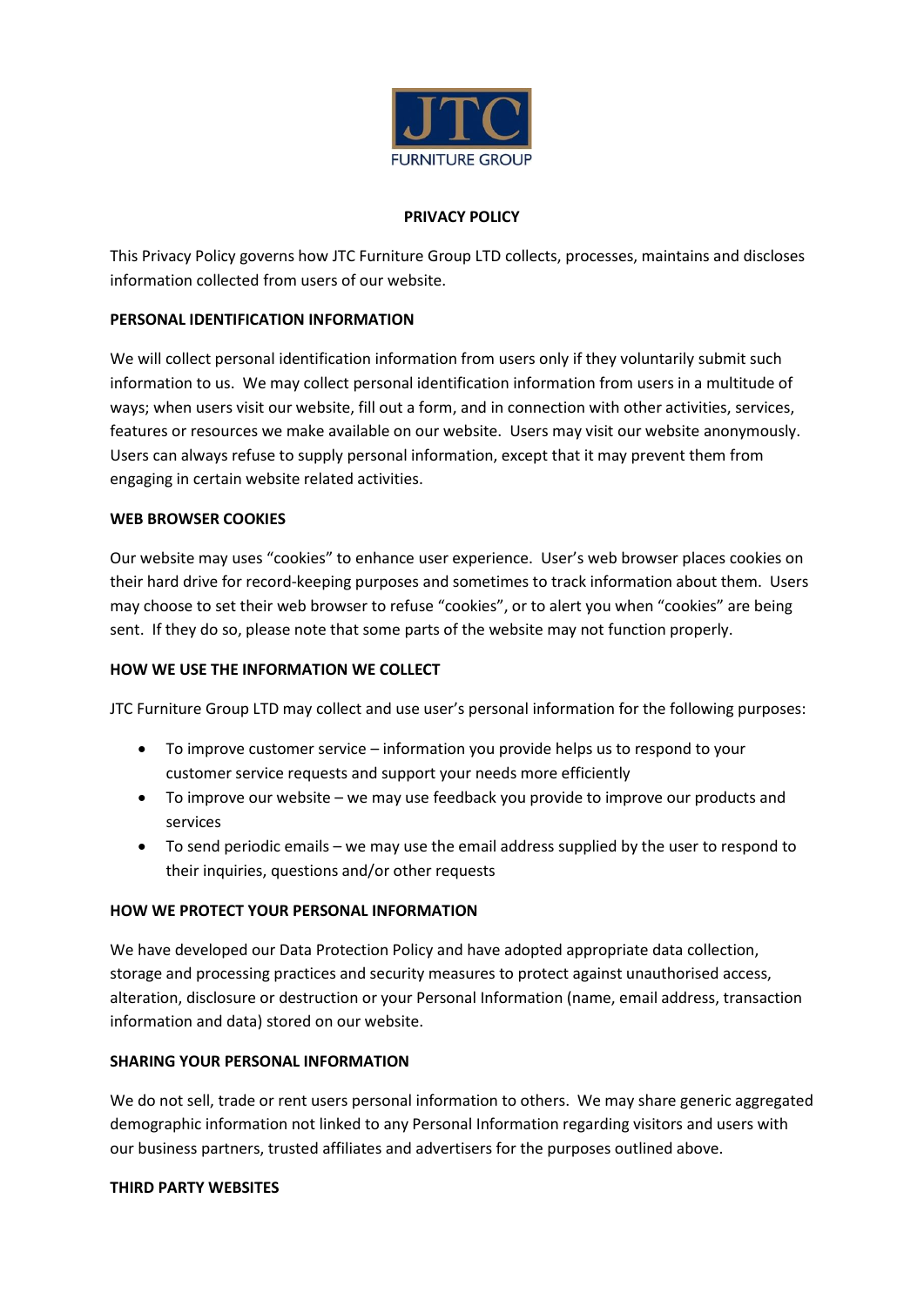JTC FURNITURE GROUP

**PRIVACY POLICY**

This Privacy Policy governs how JTC Furniture Group LTD collects, processes, maintains and discloses information collected from users of our website.

**PERSONAL IDENTIFICATION INFORMATION**

We will collect personal identification information from users only if they voluntarily submit such information to us. We may collect personal identification information from users in a multitude of ways; when users visit our website, fill out a form, and in connection with other activities, services, features or resources we make available on our website. Users may visit our website anonymously. Users can always refuse to supply personal information, except that it may prevent them from engaging in certain website related activities.

**WEB BROWSER COOKIES**

Our website may uses "cookies" to enhance user experience. User's web browser places cookies on their hard drive for record-keeping purposes and sometimes to track information about them. Users may choose to set their web browser to refuse "cookies", or to alert you when "cookies" are being sent. If they do so, please note that some parts of the website may not function properly.

**HOW WE USE THE INFORMATION WE COLLECT**

JTC Furniture Group LTD may collect and use user's personal information for the following purposes:

- To improve customer service – information you provide helps us to respond to your customer service requests and support your needs more efficiently
- To improve our website – we may use feedback you provide to improve our products and services
- To send periodic emails – we may use the email address supplied by the user to respond to their inquiries, questions and/or other requests

**HOW WE PROTECT YOUR PERSONAL INFORMATION**

We have developed our Data Protection Policy and have adopted appropriate data collection, storage and processing practices and security measures to protect against unauthorised access, alteration, disclosure or destruction or your Personal Information (name, email address, transaction information and data) stored on our website.

**SHARING YOUR PERSONAL INFORMATION**

We do not sell, trade or rent users personal information to others. We may share generic aggregated demographic information not linked to any Personal Information regarding visitors and users with our business partners, trusted affiliates and advertisers for the purposes outlined above.

**THIRD PARTY WEBSITES**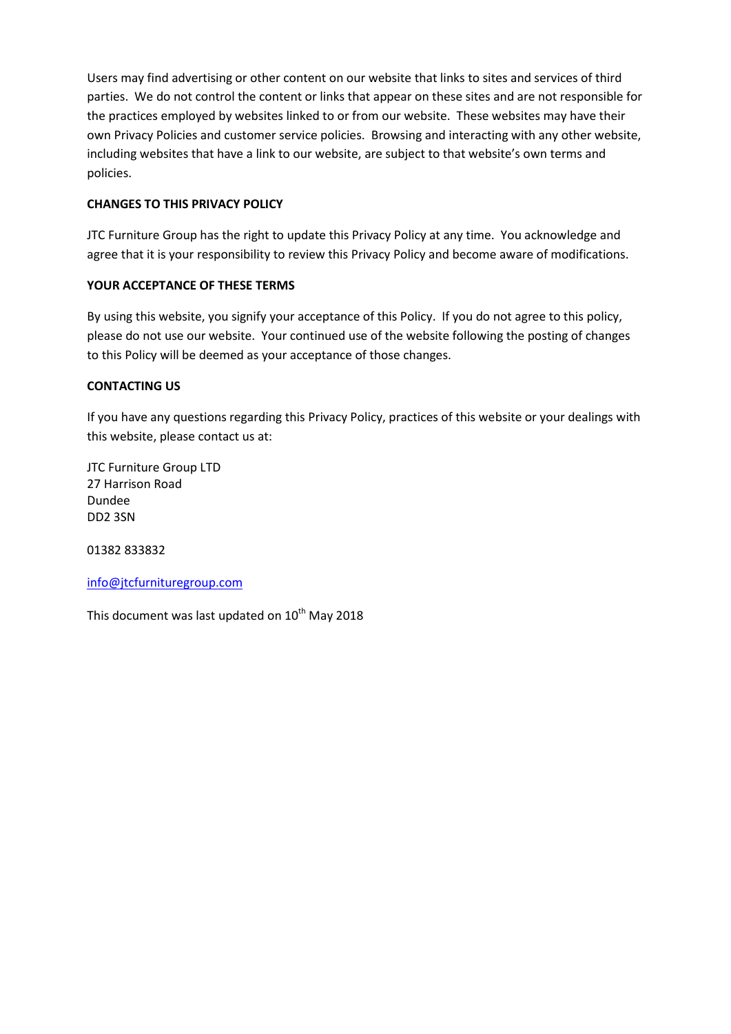Users may find advertising or other content on our website that links to sites and services of third parties. We do not control the content or links that appear on these sites and are not responsible for the practices employed by websites linked to or from our website. These websites may have their own Privacy Policies and customer service policies. Browsing and interacting with any other website, including websites that have a link to our website, are subject to that website's own terms and policies.

**CHANGES TO THIS PRIVACY POLICY**

JTC Furniture Group has the right to update this Privacy Policy at any time. You acknowledge and agree that it is your responsibility to review this Privacy Policy and become aware of modifications.

**YOUR ACCEPTANCE OF THESE TERMS**

By using this website, you signify your acceptance of this Policy. If you do not agree to this policy, please do not use our website. Your continued use of the website following the posting of changes to this Policy will be deemed as your acceptance of those changes.

**CONTACTING US**

If you have any questions regarding this Privacy Policy, practices of this website or your dealings with this website, please contact us at:

JTC Furniture Group LTD
27 Harrison Road
Dundee
DD2 3SN

01382 833832

info@jtcfurnituregroup.com

This document was last updated on 10th May 2018